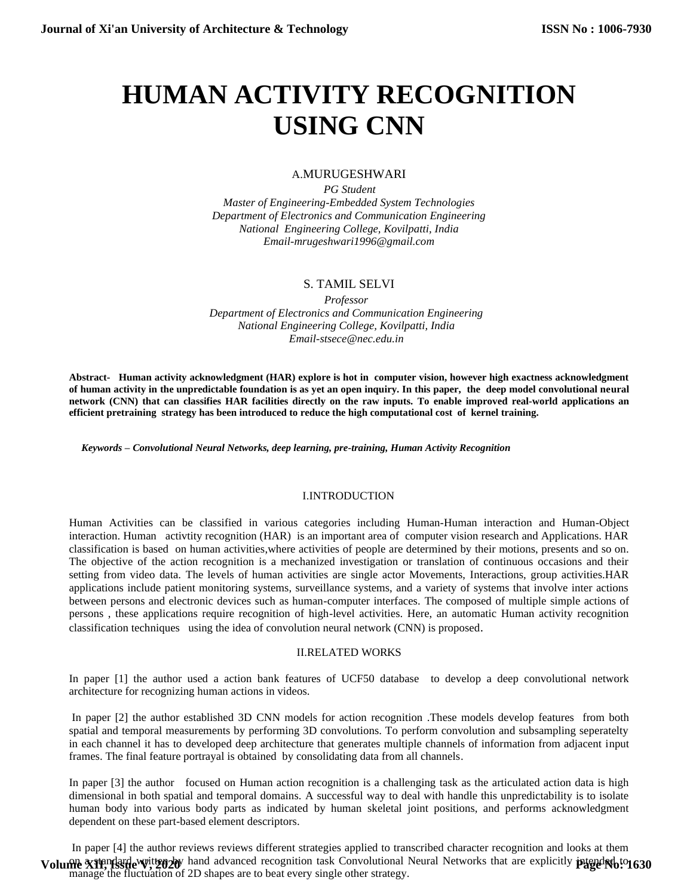# HUMAN ACTIVITY RECOGNITION USING CNN

A.MURUGESHWARI

*PG Student*
*Master of Engineering-Embedded System Technologies*
*Department of Electronics and Communication Engineering*
*National Engineering College, Kovilpatti, India*
*Email-mrugeshwari1996@gmail.com*

S. TAMIL SELVI

*Professor*
*Department of Electronics and Communication Engineering*
*National Engineering College, Kovilpatti, India*
*Email-stsece@nec.edu.in*

**Abstract- Human activity acknowledgment (HAR) explore is hot in computer vision, however high exactness acknowledgment of human activity in the unpredictable foundation is as yet an open inquiry. In this paper, the deep model convolutional neural network (CNN) that can classifies HAR facilities directly on the raw inputs. To enable improved real-world applications an efficient pretraining strategy has been introduced to reduce the high computational cost of kernel training.**

***Keywords – Convolutional Neural Networks, deep learning, pre-training, Human Activity Recognition***

## I.INTRODUCTION

Human Activities can be classified in various categories including Human-Human interaction and Human-Object interaction. Human activtity recognition (HAR) is an important area of computer vision research and Applications. HAR classification is based on human activities,where activities of people are determined by their motions, presents and so on. The objective of the action recognition is a mechanized investigation or translation of continuous occasions and their setting from video data. The levels of human activities are single actor Movements, Interactions, group activities.HAR applications include patient monitoring systems, surveillance systems, and a variety of systems that involve inter actions between persons and electronic devices such as human-computer interfaces. The composed of multiple simple actions of persons , these applications require recognition of high-level activities. Here, an automatic Human activity recognition classification techniques using the idea of convolution neural network (CNN) is proposed.

## II.RELATED WORKS

In paper [1] the author used a action bank features of UCF50 database to develop a deep convolutional network architecture for recognizing human actions in videos.

In paper [2] the author established 3D CNN models for action recognition .These models develop features from both spatial and temporal measurements by performing 3D convolutions. To perform convolution and subsampling seperatelty in each channel it has to developed deep architecture that generates multiple channels of information from adjacent input frames. The final feature portrayal is obtained by consolidating data from all channels.

In paper [3] the author focused on Human action recognition is a challenging task as the articulated action data is high dimensional in both spatial and temporal domains. A successful way to deal with handle this unpredictability is to isolate human body into various body parts as indicated by human skeletal joint positions, and performs acknowledgment dependent on these part-based element descriptors.

In paper [4] the author reviews reviews different strategies applied to transcribed character recognition and looks at them on a standard written by hand advanced recognition task Convolutional Neural Networks that are explicitly intended to manage the fluctuation of 2D shapes are to beat every single other strategy.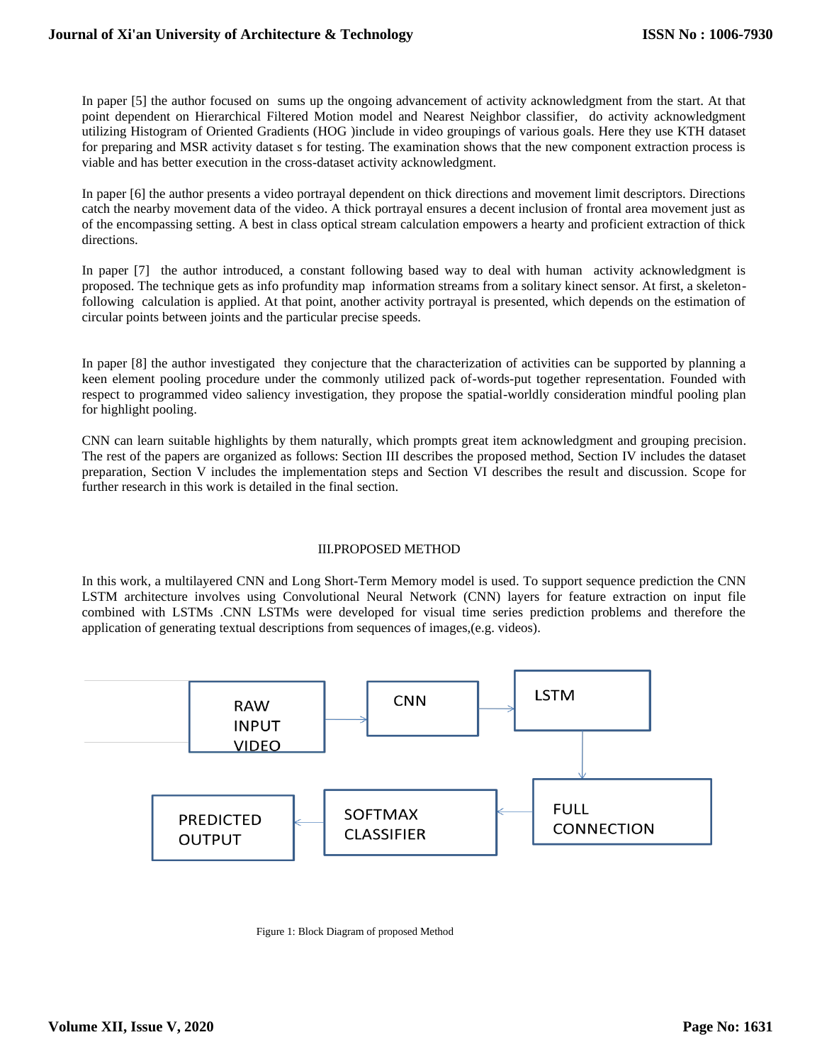In paper [5] the author focused on sums up the ongoing advancement of activity acknowledgment from the start. At that point dependent on Hierarchical Filtered Motion model and Nearest Neighbor classifier, do activity acknowledgment utilizing Histogram of Oriented Gradients (HOG )include in video groupings of various goals. Here they use KTH dataset for preparing and MSR activity dataset s for testing. The examination shows that the new component extraction process is viable and has better execution in the cross-dataset activity acknowledgment.

In paper [6] the author presents a video portrayal dependent on thick directions and movement limit descriptors. Directions catch the nearby movement data of the video. A thick portrayal ensures a decent inclusion of frontal area movement just as of the encompassing setting. A best in class optical stream calculation empowers a hearty and proficient extraction of thick directions.

In paper [7] the author introduced, a constant following based way to deal with human activity acknowledgment is proposed. The technique gets as info profundity map information streams from a solitary kinect sensor. At first, a skeleton-following calculation is applied. At that point, another activity portrayal is presented, which depends on the estimation of circular points between joints and the particular precise speeds.

In paper [8] the author investigated they conjecture that the characterization of activities can be supported by planning a keen element pooling procedure under the commonly utilized pack of-words-put together representation. Founded with respect to programmed video saliency investigation, they propose the spatial-worldly consideration mindful pooling plan for highlight pooling.

CNN can learn suitable highlights by them naturally, which prompts great item acknowledgment and grouping precision. The rest of the papers are organized as follows: Section III describes the proposed method, Section IV includes the dataset preparation, Section V includes the implementation steps and Section VI describes the result and discussion. Scope for further research in this work is detailed in the final section.

## III.PROPOSED METHOD

In this work, a multilayered CNN and Long Short-Term Memory model is used. To support sequence prediction the CNN LSTM architecture involves using Convolutional Neural Network (CNN) layers for feature extraction on input file combined with LSTMs .CNN LSTMs were developed for visual time series prediction problems and therefore the application of generating textual descriptions from sequences of images,(e.g. videos).

RAW INPUT VIDEO → CNN → LSTM → FULL CONNECTION → SOFTMAX CLASSIFIER → PREDICTED OUTPUT

Figure 1: Block Diagram of proposed Method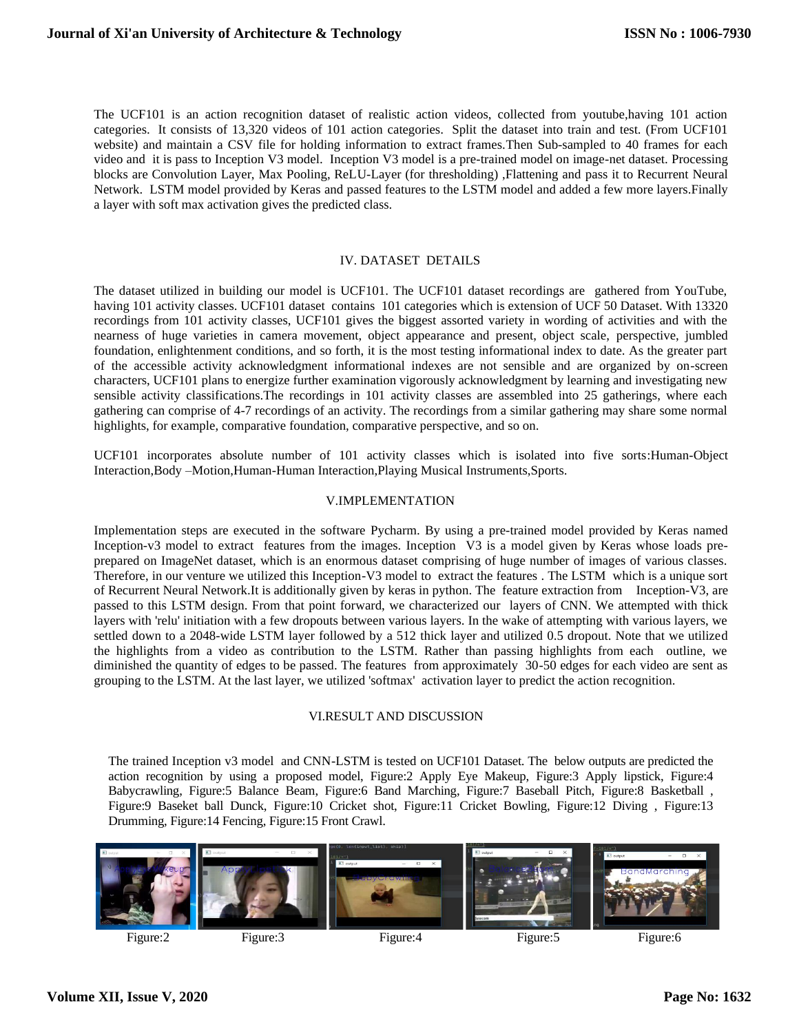The UCF101 is an action recognition dataset of realistic action videos, collected from youtube,having 101 action categories. It consists of 13,320 videos of 101 action categories. Split the dataset into train and test. (From UCF101 website) and maintain a CSV file for holding information to extract frames.Then Sub-sampled to 40 frames for each video and it is pass to Inception V3 model. Inception V3 model is a pre-trained model on image-net dataset. Processing blocks are Convolution Layer, Max Pooling, ReLU-Layer (for thresholding) ,Flattening and pass it to Recurrent Neural Network. LSTM model provided by Keras and passed features to the LSTM model and added a few more layers.Finally a layer with soft max activation gives the predicted class.

## IV. DATASET DETAILS

The dataset utilized in building our model is UCF101. The UCF101 dataset recordings are gathered from YouTube, having 101 activity classes. UCF101 dataset contains 101 categories which is extension of UCF 50 Dataset. With 13320 recordings from 101 activity classes, UCF101 gives the biggest assorted variety in wording of activities and with the nearness of huge varieties in camera movement, object appearance and present, object scale, perspective, jumbled foundation, enlightenment conditions, and so forth, it is the most testing informational index to date. As the greater part of the accessible activity acknowledgment informational indexes are not sensible and are organized by on-screen characters, UCF101 plans to energize further examination vigorously acknowledgment by learning and investigating new sensible activity classifications.The recordings in 101 activity classes are assembled into 25 gatherings, where each gathering can comprise of 4-7 recordings of an activity. The recordings from a similar gathering may share some normal highlights, for example, comparative foundation, comparative perspective, and so on.

UCF101 incorporates absolute number of 101 activity classes which is isolated into five sorts:Human-Object Interaction,Body –Motion,Human-Human Interaction,Playing Musical Instruments,Sports.

## V.IMPLEMENTATION

Implementation steps are executed in the software Pycharm. By using a pre-trained model provided by Keras named Inception-v3 model to extract features from the images. Inception V3 is a model given by Keras whose loads pre-prepared on ImageNet dataset, which is an enormous dataset comprising of huge number of images of various classes. Therefore, in our venture we utilized this Inception-V3 model to extract the features . The LSTM which is a unique sort of Recurrent Neural Network.It is additionally given by keras in python. The feature extraction from Inception-V3, are passed to this LSTM design. From that point forward, we characterized our layers of CNN. We attempted with thick layers with 'relu' initiation with a few dropouts between various layers. In the wake of attempting with various layers, we settled down to a 2048-wide LSTM layer followed by a 512 thick layer and utilized 0.5 dropout. Note that we utilized the highlights from a video as contribution to the LSTM. Rather than passing highlights from each outline, we diminished the quantity of edges to be passed. The features from approximately 30-50 edges for each video are sent as grouping to the LSTM. At the last layer, we utilized 'softmax' activation layer to predict the action recognition.

## VI.RESULT AND DISCUSSION

The trained Inception v3 model and CNN-LSTM is tested on UCF101 Dataset. The below outputs are predicted the action recognition by using a proposed model, Figure:2 Apply Eye Makeup, Figure:3 Apply lipstick, Figure:4 Babycrawling, Figure:5 Balance Beam, Figure:6 Band Marching, Figure:7 Baseball Pitch, Figure:8 Basketball , Figure:9 Baseket ball Dunck, Figure:10 Cricket shot, Figure:11 Cricket Bowling, Figure:12 Diving , Figure:13 Drumming, Figure:14 Fencing, Figure:15 Front Crawl.

Figure:2 Figure:3 Figure:4 Figure:5 Figure:6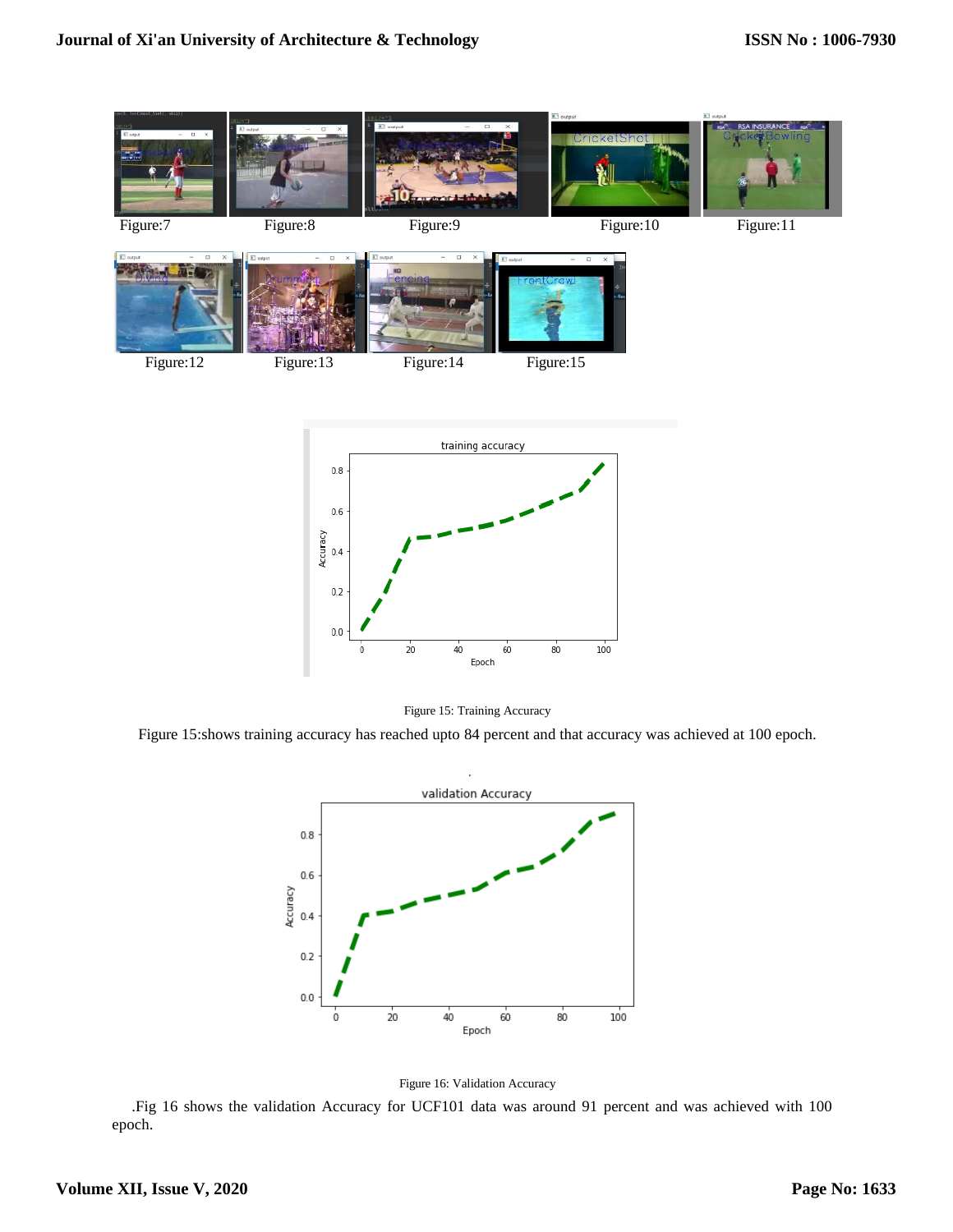Figure:7 Figure:8 Figure:9 Figure:10 Figure:11

Figure:12 Figure:13 Figure:14 Figure:15

Figure 15: Training Accuracy

Figure 15:shows training accuracy has reached upto 84 percent and that accuracy was achieved at 100 epoch.

Figure 16: Validation Accuracy

.Fig 16 shows the validation Accuracy for UCF101 data was around 91 percent and was achieved with 100 epoch.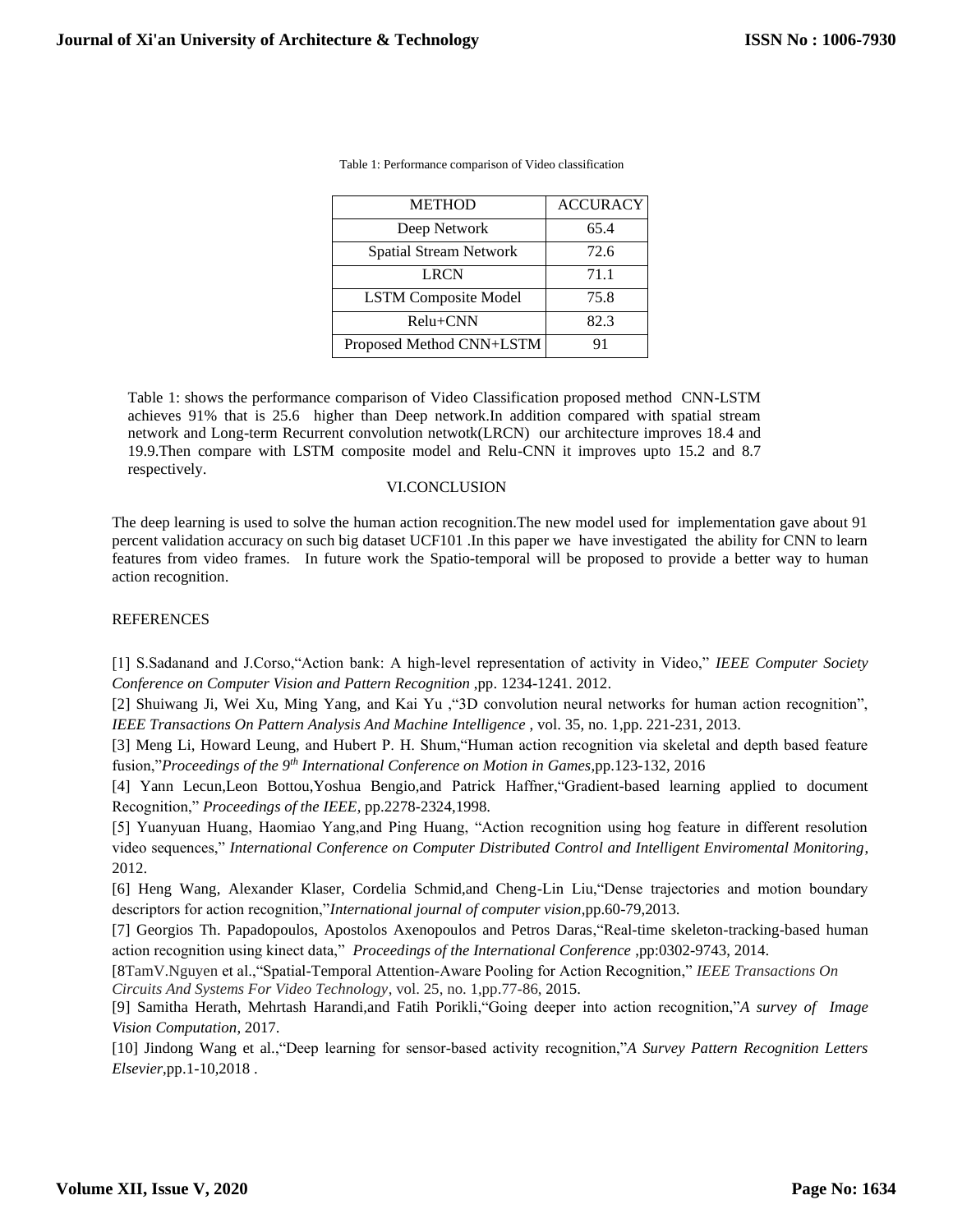Table 1: Performance comparison of Video classification

| METHOD | ACCURACY |
| --- | --- |
| Deep Network | 65.4 |
| Spatial Stream Network | 72.6 |
| LRCN | 71.1 |
| LSTM Composite Model | 75.8 |
| Relu+CNN | 82.3 |
| Proposed Method CNN+LSTM | 91 |

Table 1: shows the performance comparison of Video Classification proposed method CNN-LSTM achieves 91% that is 25.6 higher than Deep network.In addition compared with spatial stream network and Long-term Recurrent convolution netwotk(LRCN) our architecture improves 18.4 and 19.9.Then compare with LSTM composite model and Relu-CNN it improves upto 15.2 and 8.7 respectively.

## VI.CONCLUSION

The deep learning is used to solve the human action recognition.The new model used for implementation gave about 91 percent validation accuracy on such big dataset UCF101 .In this paper we have investigated the ability for CNN to learn features from video frames. In future work the Spatio-temporal will be proposed to provide a better way to human action recognition.

## REFERENCES

[1] S.Sadanand and J.Corso,"Action bank: A high-level representation of activity in Video," *IEEE Computer Society Conference on Computer Vision and Pattern Recognition* ,pp. 1234-1241. 2012.

[2] Shuiwang Ji, Wei Xu, Ming Yang, and Kai Yu ,"3D convolution neural networks for human action recognition", *IEEE Transactions On Pattern Analysis And Machine Intelligence* , vol. 35, no. 1,pp. 221-231, 2013.

[3] Meng Li, Howard Leung, and Hubert P. H. Shum,"Human action recognition via skeletal and depth based feature fusion,"*Proceedings of the 9th International Conference on Motion in Games*,pp.123-132, 2016

[4] Yann Lecun,Leon Bottou,Yoshua Bengio,and Patrick Haffner,"Gradient-based learning applied to document Recognition," *Proceedings of the IEEE*, pp.2278-2324,1998.

[5] Yuanyuan Huang, Haomiao Yang,and Ping Huang, "Action recognition using hog feature in different resolution video sequences," *International Conference on Computer Distributed Control and Intelligent Enviromental Monitoring*, 2012.

[6] Heng Wang, Alexander Klaser, Cordelia Schmid,and Cheng-Lin Liu,"Dense trajectories and motion boundary descriptors for action recognition,"*International journal of computer vision*,pp.60-79,2013.

[7] Georgios Th. Papadopoulos, Apostolos Axenopoulos and Petros Daras,"Real-time skeleton-tracking-based human action recognition using kinect data," *Proceedings of the International Conference* ,pp:0302-9743, 2014.

[8TamV.Nguyen et al.,"Spatial-Temporal Attention-Aware Pooling for Action Recognition," *IEEE Transactions On Circuits And Systems For Video Technology*, vol. 25, no. 1,pp.77-86, 2015.

[9] Samitha Herath, Mehrtash Harandi,and Fatih Porikli,"Going deeper into action recognition,"*A survey of Image Vision Computation*, 2017.

[10] Jindong Wang et al.,"Deep learning for sensor-based activity recognition,"*A Survey Pattern Recognition Letters Elsevier*,pp.1-10,2018 .